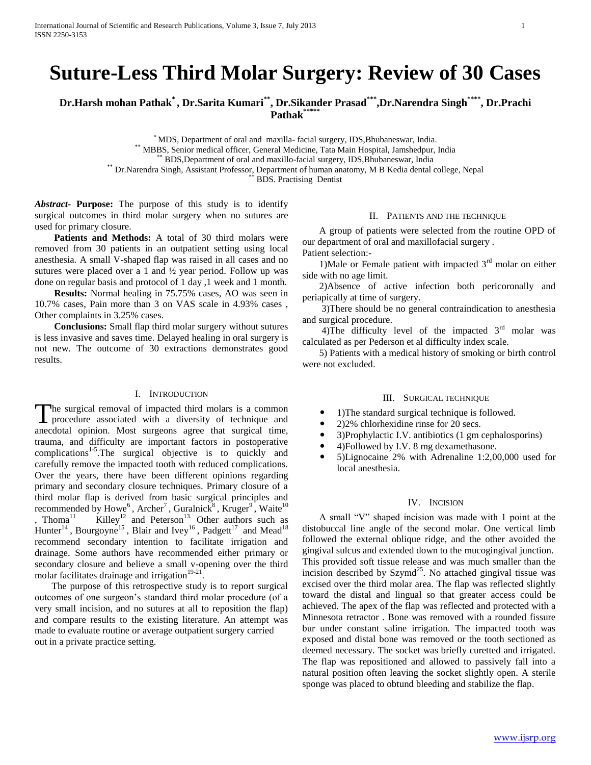# Suture-Less Third Molar Surgery: Review of 30 Cases

**Dr.Harsh mohan Pathak[*] , Dr.Sarita Kumari[**], Dr.Sikander Prasad[***],Dr.Narendra Singh[****], Dr.Prachi Pathak[*****]**

[*] MDS, Department of oral and maxilla- facial surgery, IDS,Bhubaneswar, India.
[**] MBBS, Senior medical officer, General Medicine, Tata Main Hospital, Jamshedpur, India
[**] BDS,Department of oral and maxillo-facial surgery, IDS,Bhubaneswar, India
[**] Dr.Narendra Singh, Assistant Professor, Department of human anatomy, M B Kedia dental college, Nepal
[**] BDS. Practising Dentist

***Abstract*- Purpose:** The purpose of this study is to identify surgical outcomes in third molar surgery when no sutures are used for primary closure.

**Patients and Methods:** A total of 30 third molars were removed from 30 patients in an outpatient setting using local anesthesia. A small V-shaped flap was raised in all cases and no sutures were placed over a 1 and ½ year period. Follow up was done on regular basis and protocol of 1 day ,1 week and 1 month.

**Results:** Normal healing in 75.75% cases, AO was seen in 10.7% cases, Pain more than 3 on VAS scale in 4.93% cases , Other complaints in 3.25% cases.

**Conclusions:** Small flap third molar surgery without sutures is less invasive and saves time. Delayed healing in oral surgery is not new. The outcome of 30 extractions demonstrates good results.

## I. Introduction

The surgical removal of impacted third molars is a common procedure associated with a diversity of technique and anecdotal opinion. Most surgeons agree that surgical time, trauma, and difficulty are important factors in postoperative complications[1-5].The surgical objective is to quickly and carefully remove the impacted tooth with reduced complications. Over the years, there have been different opinions regarding primary and secondary closure techniques. Primary closure of a third molar flap is derived from basic surgical principles and recommended by Howe[6] , Archer[7] , Guralnick[8] , Kruger[9] , Waite[10] , Thoma[11] Killey[12] and Peterson[13]. Other authors such as Hunter[14] , Bourgoyne[15] , Blair and Ivey[16] , Padgett[17] and Mead[18] recommend secondary intention to facilitate irrigation and drainage. Some authors have recommended either primary or secondary closure and believe a small v-opening over the third molar facilitates drainage and irrigation[19-21].

The purpose of this retrospective study is to report surgical outcomes of one surgeon's standard third molar procedure (of a very small incision, and no sutures at all to reposition the flap) and compare results to the existing literature. An attempt was made to evaluate routine or average outpatient surgery carried out in a private practice setting.

## II. Patients and the Technique

A group of patients were selected from the routine OPD of our department of oral and maxillofacial surgery .

Patient selection:-

1)Male or Female patient with impacted 3[rd] molar on either side with no age limit.

2)Absence of active infection both pericoronally and periapically at time of surgery.

3)There should be no general contraindication to anesthesia and surgical procedure.

4)The difficulty level of the impacted 3[rd] molar was calculated as per Pederson et al difficulty index scale.

5) Patients with a medical history of smoking or birth control were not excluded.

## III. Surgical Technique

- 1)The standard surgical technique is followed.
- 2)2% chlorhexidine rinse for 20 secs.
- 3)Prophylactic I.V. antibiotics (1 gm cephalosporins)
- 4)Followed by I.V. 8 mg dexamethasone.
- 5)Lignocaine 2% with Adrenaline 1:2,00,000 used for local anesthesia.

## IV. Incision

A small "V" shaped incision was made with 1 point at the distobuccal line angle of the second molar. One vertical limb followed the external oblique ridge, and the other avoided the gingival sulcus and extended down to the mucogingival junction. This provided soft tissue release and was much smaller than the incision described by Szymd[25]. No attached gingival tissue was excised over the third molar area. The flap was reflected slightly toward the distal and lingual so that greater access could be achieved. The apex of the flap was reflected and protected with a Minnesota retractor . Bone was removed with a rounded fissure bur under constant saline irrigation. The impacted tooth was exposed and distal bone was removed or the tooth sectioned as deemed necessary. The socket was briefly curetted and irrigated. The flap was repositioned and allowed to passively fall into a natural position often leaving the socket slightly open. A sterile sponge was placed to obtund bleeding and stabilize the flap.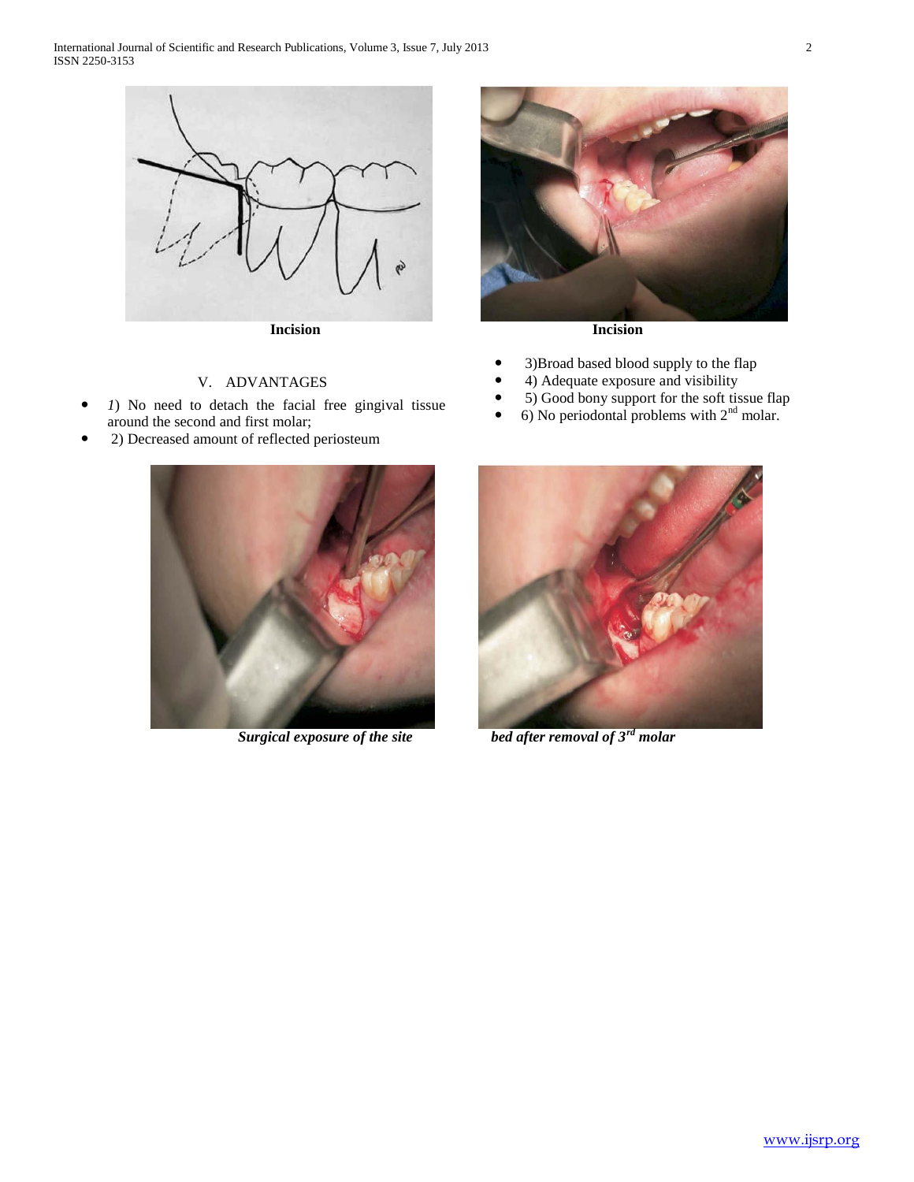Incision

Incision

## V. ADVANTAGES

- *1*) No need to detach the facial free gingival tissue around the second and first molar;
- 2) Decreased amount of reflected periosteum
- 3)Broad based blood supply to the flap
- 4) Adequate exposure and visibility
- 5) Good bony support for the soft tissue flap
- 6) No periodontal problems with 2nd molar.

***Surgical exposure of the site***

***bed after removal of 3rd molar***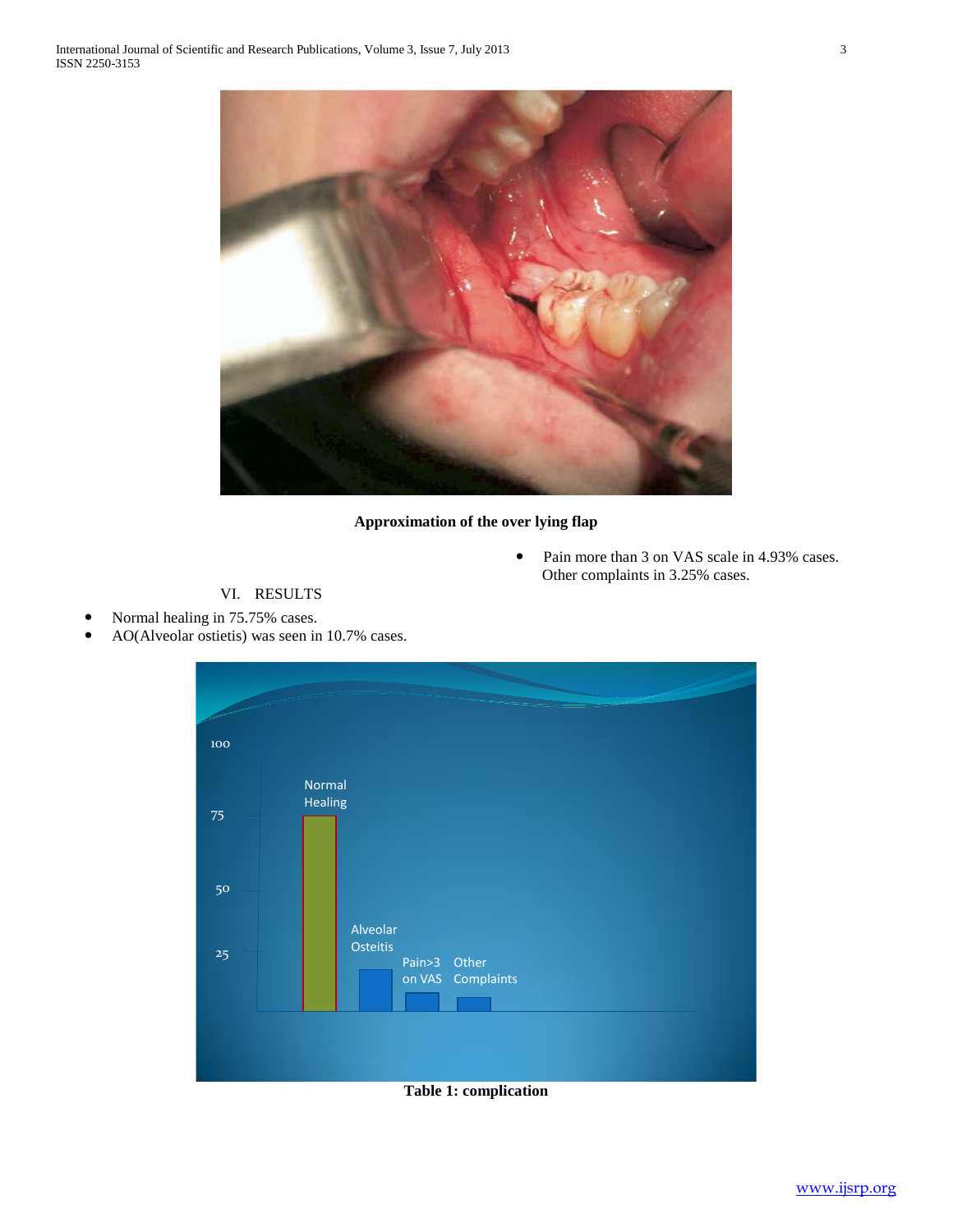Approximation of the over lying flap

## VI. RESULTS

- Normal healing in 75.75% cases.
- AO(Alveolar ostietis) was seen in 10.7% cases.
- Pain more than 3 on VAS scale in 4.93% cases. Other complaints in 3.25% cases.

Table 1: complication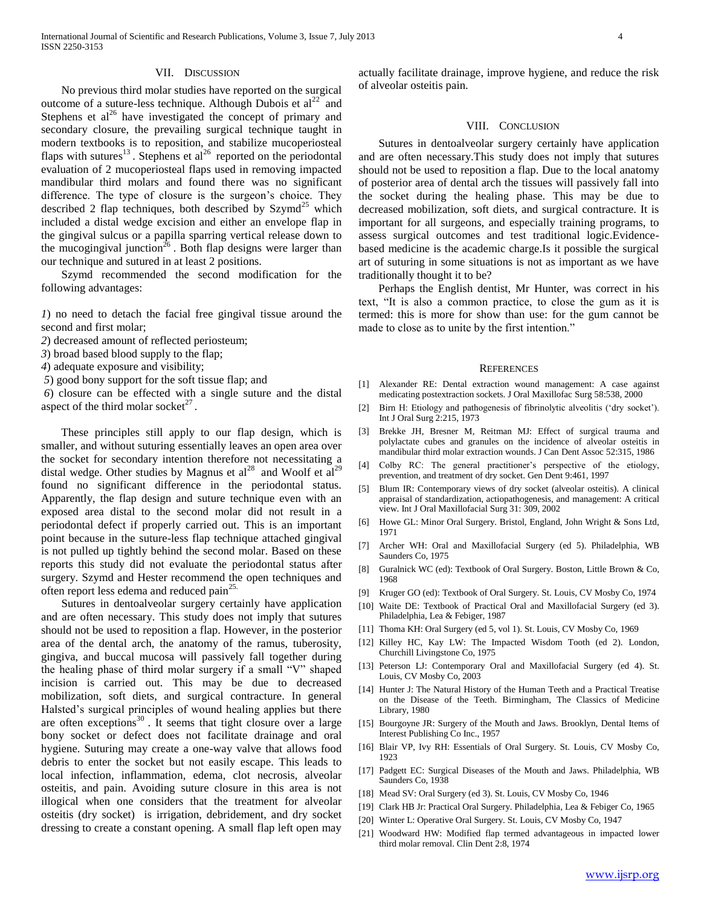## VII. Discussion

No previous third molar studies have reported on the surgical outcome of a suture-less technique. Although Dubois et al[22] and Stephens et al[26] have investigated the concept of primary and secondary closure, the prevailing surgical technique taught in modern textbooks is to reposition, and stabilize mucoperiosteal flaps with sutures[13]. Stephens et al[26] reported on the periodontal evaluation of 2 mucoperiosteal flaps used in removing impacted mandibular third molars and found there was no significant difference. The type of closure is the surgeon's choice. They described 2 flap techniques, both described by Szymd[25] which included a distal wedge excision and either an envelope flap in the gingival sulcus or a papilla sparring vertical release down to the mucogingival junction[26]. Both flap designs were larger than our technique and sutured in at least 2 positions.

Szymd recommended the second modification for the following advantages:

*1*) no need to detach the facial free gingival tissue around the second and first molar;

*2*) decreased amount of reflected periosteum;

*3*) broad based blood supply to the flap;

*4*) adequate exposure and visibility;

*5*) good bony support for the soft tissue flap; and

*6*) closure can be effected with a single suture and the distal aspect of the third molar socket[27].

These principles still apply to our flap design, which is smaller, and without suturing essentially leaves an open area over the socket for secondary intention therefore not necessitating a distal wedge. Other studies by Magnus et al[28] and Woolf et al[29] found no significant difference in the periodontal status. Apparently, the flap design and suture technique even with an exposed area distal to the second molar did not result in a periodontal defect if properly carried out. This is an important point because in the suture-less flap technique attached gingival is not pulled up tightly behind the second molar. Based on these reports this study did not evaluate the periodontal status after surgery. Szymd and Hester recommend the open techniques and often report less edema and reduced pain[25].

Sutures in dentoalveolar surgery certainly have application and are often necessary. This study does not imply that sutures should not be used to reposition a flap. However, in the posterior area of the dental arch, the anatomy of the ramus, tuberosity, gingiva, and buccal mucosa will passively fall together during the healing phase of third molar surgery if a small "V" shaped incision is carried out. This may be due to decreased mobilization, soft diets, and surgical contracture. In general Halsted's surgical principles of wound healing applies but there are often exceptions[30]. It seems that tight closure over a large bony socket or defect does not facilitate drainage and oral hygiene. Suturing may create a one-way valve that allows food debris to enter the socket but not easily escape. This leads to local infection, inflammation, edema, clot necrosis, alveolar osteitis, and pain. Avoiding suture closure in this area is not illogical when one considers that the treatment for alveolar osteitis (dry socket) is irrigation, debridement, and dry socket dressing to create a constant opening. A small flap left open may actually facilitate drainage, improve hygiene, and reduce the risk of alveolar osteitis pain.

## VIII. Conclusion

Sutures in dentoalveolar surgery certainly have application and are often necessary.This study does not imply that sutures should not be used to reposition a flap. Due to the local anatomy of posterior area of dental arch the tissues will passively fall into the socket during the healing phase. This may be due to decreased mobilization, soft diets, and surgical contracture. It is important for all surgeons, and especially training programs, to assess surgical outcomes and test traditional logic.Evidence-based medicine is the academic charge.Is it possible the surgical art of suturing in some situations is not as important as we have traditionally thought it to be?

Perhaps the English dentist, Mr Hunter, was correct in his text, "It is also a common practice, to close the gum as it is termed: this is more for show than use: for the gum cannot be made to close as to unite by the first intention."

## References

[1] Alexander RE: Dental extraction wound management: A case against medicating postextraction sockets. J Oral Maxillofac Surg 58:538, 2000

[2] Birn H: Etiology and pathogenesis of fibrinolytic alveolitis ('dry socket'). Int J Oral Surg 2:215, 1973

[3] Brekke JH, Bresner M, Reitman MJ: Effect of surgical trauma and polylactate cubes and granules on the incidence of alveolar osteitis in mandibular third molar extraction wounds. J Can Dent Assoc 52:315, 1986

[4] Colby RC: The general practitioner's perspective of the etiology, prevention, and treatment of dry socket. Gen Dent 9:461, 1997

[5] Blum IR: Contemporary views of dry socket (alveolar osteitis). A clinical appraisal of standardization, actiopathogenesis, and management: A critical view. Int J Oral Maxillofacial Surg 31: 309, 2002

[6] Howe GL: Minor Oral Surgery. Bristol, England, John Wright & Sons Ltd, 1971

[7] Archer WH: Oral and Maxillofacial Surgery (ed 5). Philadelphia, WB Saunders Co, 1975

[8] Guralnick WC (ed): Textbook of Oral Surgery. Boston, Little Brown & Co, 1968

[9] Kruger GO (ed): Textbook of Oral Surgery. St. Louis, CV Mosby Co, 1974

[10] Waite DE: Textbook of Practical Oral and Maxillofacial Surgery (ed 3). Philadelphia, Lea & Febiger, 1987

[11] Thoma KH: Oral Surgery (ed 5, vol 1). St. Louis, CV Mosby Co, 1969

[12] Killey HC, Kay LW: The Impacted Wisdom Tooth (ed 2). London, Churchill Livingstone Co, 1975

[13] Peterson LJ: Contemporary Oral and Maxillofacial Surgery (ed 4). St. Louis, CV Mosby Co, 2003

[14] Hunter J: The Natural History of the Human Teeth and a Practical Treatise on the Disease of the Teeth. Birmingham, The Classics of Medicine Library, 1980

[15] Bourgoyne JR: Surgery of the Mouth and Jaws. Brooklyn, Dental Items of Interest Publishing Co Inc., 1957

[16] Blair VP, Ivy RH: Essentials of Oral Surgery. St. Louis, CV Mosby Co, 1923

[17] Padgett EC: Surgical Diseases of the Mouth and Jaws. Philadelphia, WB Saunders Co, 1938

[18] Mead SV: Oral Surgery (ed 3). St. Louis, CV Mosby Co, 1946

[19] Clark HB Jr: Practical Oral Surgery. Philadelphia, Lea & Febiger Co, 1965

[20] Winter L: Operative Oral Surgery. St. Louis, CV Mosby Co, 1947

[21] Woodward HW: Modified flap termed advantageous in impacted lower third molar removal. Clin Dent 2:8, 1974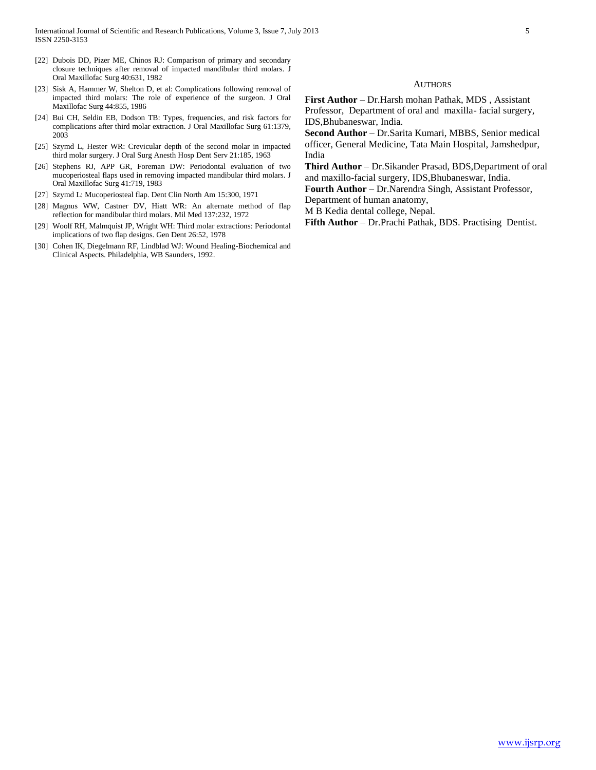[22] Dubois DD, Pizer ME, Chinos RJ: Comparison of primary and secondary closure techniques after removal of impacted mandibular third molars. J Oral Maxillofac Surg 40:631, 1982

[23] Sisk A, Hammer W, Shelton D, et al: Complications following removal of impacted third molars: The role of experience of the surgeon. J Oral Maxillofac Surg 44:855, 1986

[24] Bui CH, Seldin EB, Dodson TB: Types, frequencies, and risk factors for complications after third molar extraction. J Oral Maxillofac Surg 61:1379, 2003

[25] Szymd L, Hester WR: Crevicular depth of the second molar in impacted third molar surgery. J Oral Surg Anesth Hosp Dent Serv 21:185, 1963

[26] Stephens RJ, APP GR, Foreman DW: Periodontal evaluation of two mucoperiosteal flaps used in removing impacted mandibular third molars. J Oral Maxillofac Surg 41:719, 1983

[27] Szymd L: Mucoperiosteal flap. Dent Clin North Am 15:300, 1971

[28] Magnus WW, Castner DV, Hiatt WR: An alternate method of flap reflection for mandibular third molars. Mil Med 137:232, 1972

[29] Woolf RH, Malmquist JP, Wright WH: Third molar extractions: Periodontal implications of two flap designs. Gen Dent 26:52, 1978

[30] Cohen IK, Diegelmann RF, Lindblad WJ: Wound Healing-Biochemical and Clinical Aspects. Philadelphia, WB Saunders, 1992.

## AUTHORS

**First Author** – Dr.Harsh mohan Pathak, MDS , Assistant Professor, Department of oral and maxilla- facial surgery, IDS,Bhubaneswar, India.

**Second Author** – Dr.Sarita Kumari, MBBS, Senior medical officer, General Medicine, Tata Main Hospital, Jamshedpur, India

**Third Author** – Dr.Sikander Prasad, BDS,Department of oral and maxillo-facial surgery, IDS,Bhubaneswar, India.

**Fourth Author** – Dr.Narendra Singh, Assistant Professor, Department of human anatomy,
M B Kedia dental college, Nepal.

**Fifth Author** – Dr.Prachi Pathak, BDS. Practising Dentist.